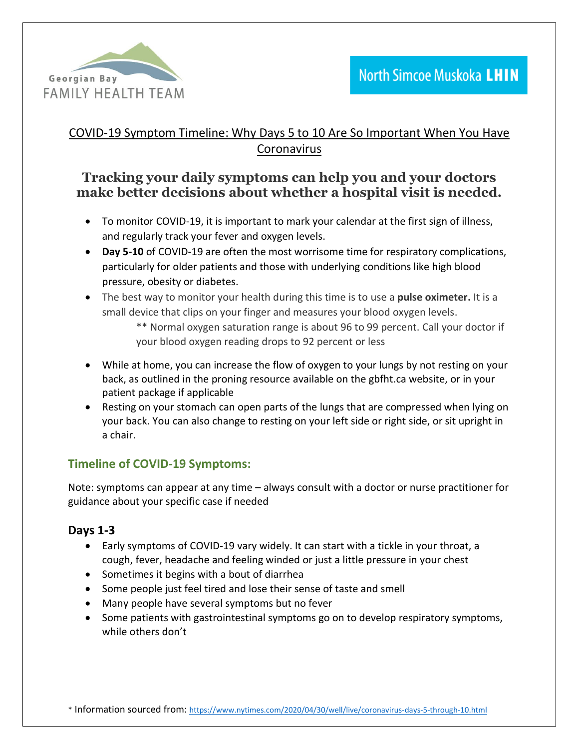Georgian Bay FAMILY HEALTH TEAM

North Simcoe Muskoka **LHIN**

# COVID-19 Symptom Timeline: Why Days 5 to 10 Are So Important When You Have Coronavirus

## Tracking your daily symptoms can help you and your doctors make better decisions about whether a hospital visit is needed.

- To monitor COVID-19, it is important to mark your calendar at the first sign of illness, and regularly track your fever and oxygen levels.
- **Day 5-10** of COVID-19 are often the most worrisome time for respiratory complications, particularly for older patients and those with underlying conditions like high blood pressure, obesity or diabetes.
- The best way to monitor your health during this time is to use a **pulse oximeter.** It is a small device that clips on your finger and measures your blood oxygen levels.
  ** Normal oxygen saturation range is about 96 to 99 percent. Call your doctor if your blood oxygen reading drops to 92 percent or less
- While at home, you can increase the flow of oxygen to your lungs by not resting on your back, as outlined in the proning resource available on the gbfht.ca website, or in your patient package if applicable
- Resting on your stomach can open parts of the lungs that are compressed when lying on your back. You can also change to resting on your left side or right side, or sit upright in a chair.

## Timeline of COVID-19 Symptoms:

Note: symptoms can appear at any time – always consult with a doctor or nurse practitioner for guidance about your specific case if needed

### Days 1-3

- Early symptoms of COVID-19 vary widely. It can start with a tickle in your throat, a cough, fever, headache and feeling winded or just a little pressure in your chest
- Sometimes it begins with a bout of diarrhea
- Some people just feel tired and lose their sense of taste and smell
- Many people have several symptoms but no fever
- Some patients with gastrointestinal symptoms go on to develop respiratory symptoms, while others don't

* Information sourced from: https://www.nytimes.com/2020/04/30/well/live/coronavirus-days-5-through-10.html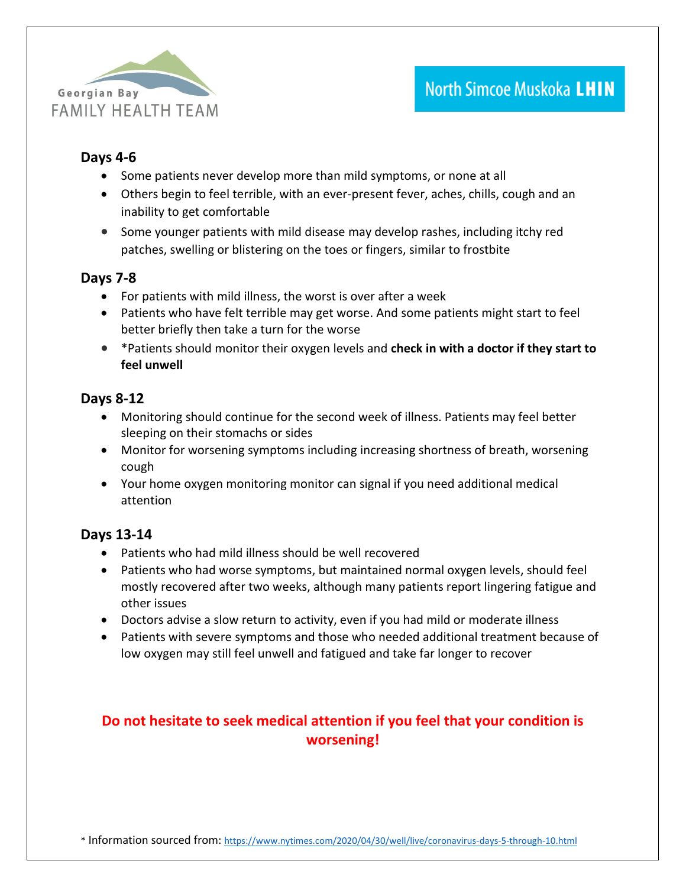Georgian Bay FAMILY HEALTH TEAM

North Simcoe Muskoka LHIN

### Days 4-6

- Some patients never develop more than mild symptoms, or none at all
- Others begin to feel terrible, with an ever-present fever, aches, chills, cough and an inability to get comfortable
- Some younger patients with mild disease may develop rashes, including itchy red patches, swelling or blistering on the toes or fingers, similar to frostbite

### Days 7-8

- For patients with mild illness, the worst is over after a week
- Patients who have felt terrible may get worse. And some patients might start to feel better briefly then take a turn for the worse
- *Patients should monitor their oxygen levels and **check in with a doctor if they start to feel unwell**

### Days 8-12

- Monitoring should continue for the second week of illness. Patients may feel better sleeping on their stomachs or sides
- Monitor for worsening symptoms including increasing shortness of breath, worsening cough
- Your home oxygen monitoring monitor can signal if you need additional medical attention

### Days 13-14

- Patients who had mild illness should be well recovered
- Patients who had worse symptoms, but maintained normal oxygen levels, should feel mostly recovered after two weeks, although many patients report lingering fatigue and other issues
- Doctors advise a slow return to activity, even if you had mild or moderate illness
- Patients with severe symptoms and those who needed additional treatment because of low oxygen may still feel unwell and fatigued and take far longer to recover

**Do not hesitate to seek medical attention if you feel that your condition is worsening!**

* Information sourced from: https://www.nytimes.com/2020/04/30/well/live/coronavirus-days-5-through-10.html